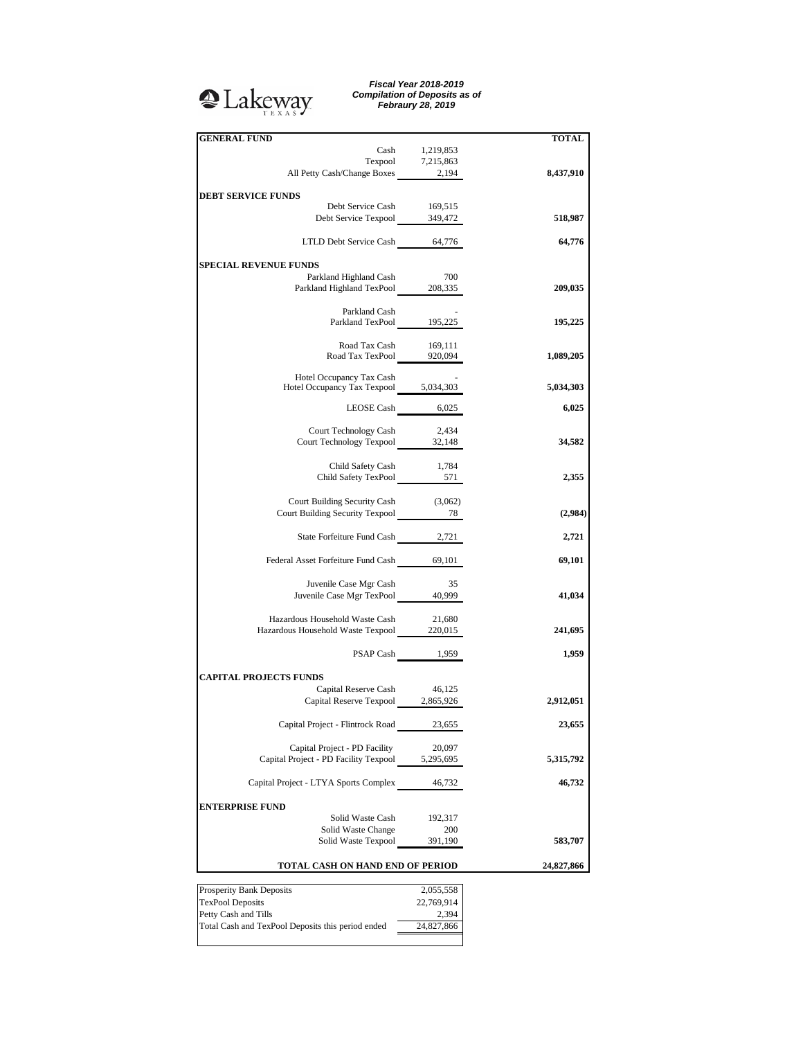Lakeway TEXAS

***Fiscal Year 2018-2019***
***Compilation of Deposits as of***
***Febraury 28, 2019***

| **GENERAL FUND** | | **TOTAL** |
|---|---|---|
| Cash | 1,219,853 | |
| Texpool | 7,215,863 | |
| All Petty Cash/Change Boxes | 2,194 | **8,437,910** |
| **DEBT SERVICE FUNDS** | | |
| Debt Service Cash | 169,515 | |
| Debt Service Texpool | 349,472 | **518,987** |
| LTLD Debt Service Cash | 64,776 | **64,776** |
| **SPECIAL REVENUE FUNDS** | | |
| Parkland Highland Cash | 700 | |
| Parkland Highland TexPool | 208,335 | **209,035** |
| Parkland Cash | - | |
| Parkland TexPool | 195,225 | **195,225** |
| Road Tax Cash | 169,111 | |
| Road Tax TexPool | 920,094 | **1,089,205** |
| Hotel Occupancy Tax Cash | - | |
| Hotel Occupancy Tax Texpool | 5,034,303 | **5,034,303** |
| LEOSE Cash | 6,025 | **6,025** |
| Court Technology Cash | 2,434 | |
| Court Technology Texpool | 32,148 | **34,582** |
| Child Safety Cash | 1,784 | |
| Child Safety TexPool | 571 | **2,355** |
| Court Building Security Cash | (3,062) | |
| Court Building Security Texpool | 78 | **(2,984)** |
| State Forfeiture Fund Cash | 2,721 | **2,721** |
| Federal Asset Forfeiture Fund Cash | 69,101 | **69,101** |
| Juvenile Case Mgr Cash | 35 | |
| Juvenile Case Mgr TexPool | 40,999 | **41,034** |
| Hazardous Household Waste Cash | 21,680 | |
| Hazardous Household Waste Texpool | 220,015 | **241,695** |
| PSAP Cash | 1,959 | **1,959** |
| **CAPITAL PROJECTS FUNDS** | | |
| Capital Reserve Cash | 46,125 | |
| Capital Reserve Texpool | 2,865,926 | **2,912,051** |
| Capital Project - Flintrock Road | 23,655 | **23,655** |
| Capital Project - PD Facility | 20,097 | |
| Capital Project - PD Facility Texpool | 5,295,695 | **5,315,792** |
| Capital Project - LTYA Sports Complex | 46,732 | **46,732** |
| **ENTERPRISE FUND** | | |
| Solid Waste Cash | 192,317 | |
| Solid Waste Change | 200 | |
| Solid Waste Texpool | 391,190 | **583,707** |
| **TOTAL CASH ON HAND END OF PERIOD** | | **24,827,866** |

| | |
|---|---|
| Prosperity Bank Deposits | 2,055,558 |
| TexPool Deposits | 22,769,914 |
| Petty Cash and Tills | 2,394 |
| Total Cash and TexPool Deposits this period ended | 24,827,866 |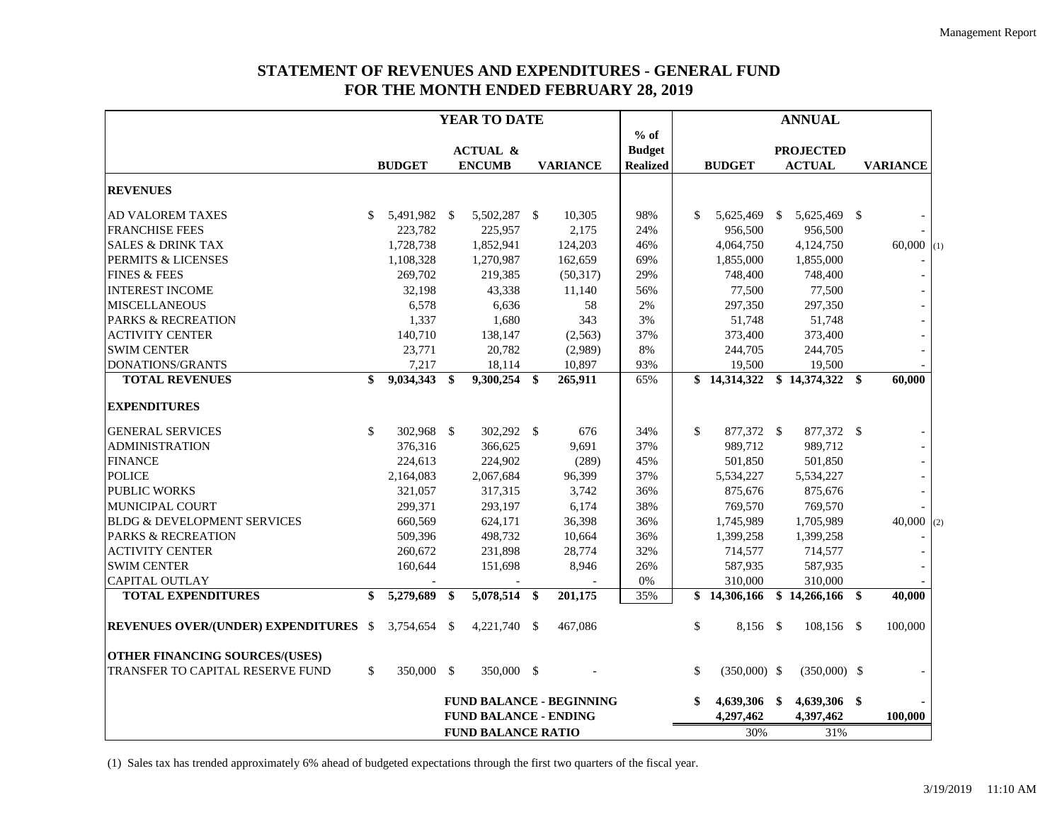# STATEMENT OF REVENUES AND EXPENDITURES - GENERAL FUND
## FOR THE MONTH ENDED FEBRUARY 28, 2019

| | YEAR TO DATE | | | % of | ANNUAL | | | |
|---|---|---|---|---|---|---|---|---|
| | BUDGET | ACTUAL & ENCUMB | VARIANCE | Budget Realized | BUDGET | PROJECTED ACTUAL | VARIANCE | |
| **REVENUES** | | | | | | | | |
| AD VALOREM TAXES | $ 5,491,982 | $ 5,502,287 | $ 10,305 | 98% | $ 5,625,469 | $ 5,625,469 | $ - | |
| FRANCHISE FEES | 223,782 | 225,957 | 2,175 | 24% | 956,500 | 956,500 | - | |
| SALES & DRINK TAX | 1,728,738 | 1,852,941 | 124,203 | 46% | 4,064,750 | 4,124,750 | 60,000 | (1) |
| PERMITS & LICENSES | 1,108,328 | 1,270,987 | 162,659 | 69% | 1,855,000 | 1,855,000 | - | |
| FINES & FEES | 269,702 | 219,385 | (50,317) | 29% | 748,400 | 748,400 | - | |
| INTEREST INCOME | 32,198 | 43,338 | 11,140 | 56% | 77,500 | 77,500 | - | |
| MISCELLANEOUS | 6,578 | 6,636 | 58 | 2% | 297,350 | 297,350 | - | |
| PARKS & RECREATION | 1,337 | 1,680 | 343 | 3% | 51,748 | 51,748 | - | |
| ACTIVITY CENTER | 140,710 | 138,147 | (2,563) | 37% | 373,400 | 373,400 | - | |
| SWIM CENTER | 23,771 | 20,782 | (2,989) | 8% | 244,705 | 244,705 | - | |
| DONATIONS/GRANTS | 7,217 | 18,114 | 10,897 | 93% | 19,500 | 19,500 | - | |
| **TOTAL REVENUES** | **$ 9,034,343** | **$ 9,300,254** | **$ 265,911** | 65% | **$ 14,314,322** | **$ 14,374,322** | **$ 60,000** | |
| **EXPENDITURES** | | | | | | | | |
| GENERAL SERVICES | $ 302,968 | $ 302,292 | $ 676 | 34% | $ 877,372 | $ 877,372 | $ - | |
| ADMINISTRATION | 376,316 | 366,625 | 9,691 | 37% | 989,712 | 989,712 | - | |
| FINANCE | 224,613 | 224,902 | (289) | 45% | 501,850 | 501,850 | - | |
| POLICE | 2,164,083 | 2,067,684 | 96,399 | 37% | 5,534,227 | 5,534,227 | - | |
| PUBLIC WORKS | 321,057 | 317,315 | 3,742 | 36% | 875,676 | 875,676 | - | |
| MUNICIPAL COURT | 299,371 | 293,197 | 6,174 | 38% | 769,570 | 769,570 | - | |
| BLDG & DEVELOPMENT SERVICES | 660,569 | 624,171 | 36,398 | 36% | 1,745,989 | 1,705,989 | 40,000 | (2) |
| PARKS & RECREATION | 509,396 | 498,732 | 10,664 | 36% | 1,399,258 | 1,399,258 | - | |
| ACTIVITY CENTER | 260,672 | 231,898 | 28,774 | 32% | 714,577 | 714,577 | - | |
| SWIM CENTER | 160,644 | 151,698 | 8,946 | 26% | 587,935 | 587,935 | - | |
| CAPITAL OUTLAY | - | - | - | 0% | 310,000 | 310,000 | - | |
| **TOTAL EXPENDITURES** | **$ 5,279,689** | **$ 5,078,514** | **$ 201,175** | 35% | **$ 14,306,166** | **$ 14,266,166** | **$ 40,000** | |
| **REVENUES OVER/(UNDER) EXPENDITURES** | $ 3,754,654 | $ 4,221,740 | $ 467,086 | | $ 8,156 | $ 108,156 | $ 100,000 | |
| **OTHER FINANCING SOURCES/(USES)** | | | | | | | | |
| TRANSFER TO CAPITAL RESERVE FUND | $ 350,000 | $ 350,000 | $ - | | $ (350,000) | $ (350,000) | $ - | |
| | | **FUND BALANCE - BEGINNING** | | | **$ 4,639,306** | **$ 4,639,306** | **$ -** | |
| | | **FUND BALANCE - ENDING** | | | 4,297,462 | 4,397,462 | 100,000 | |
| | | **FUND BALANCE RATIO** | | | 30% | 31% | | |

(1) Sales tax has trended approximately 6% ahead of budgeted expectations through the first two quarters of the fiscal year.